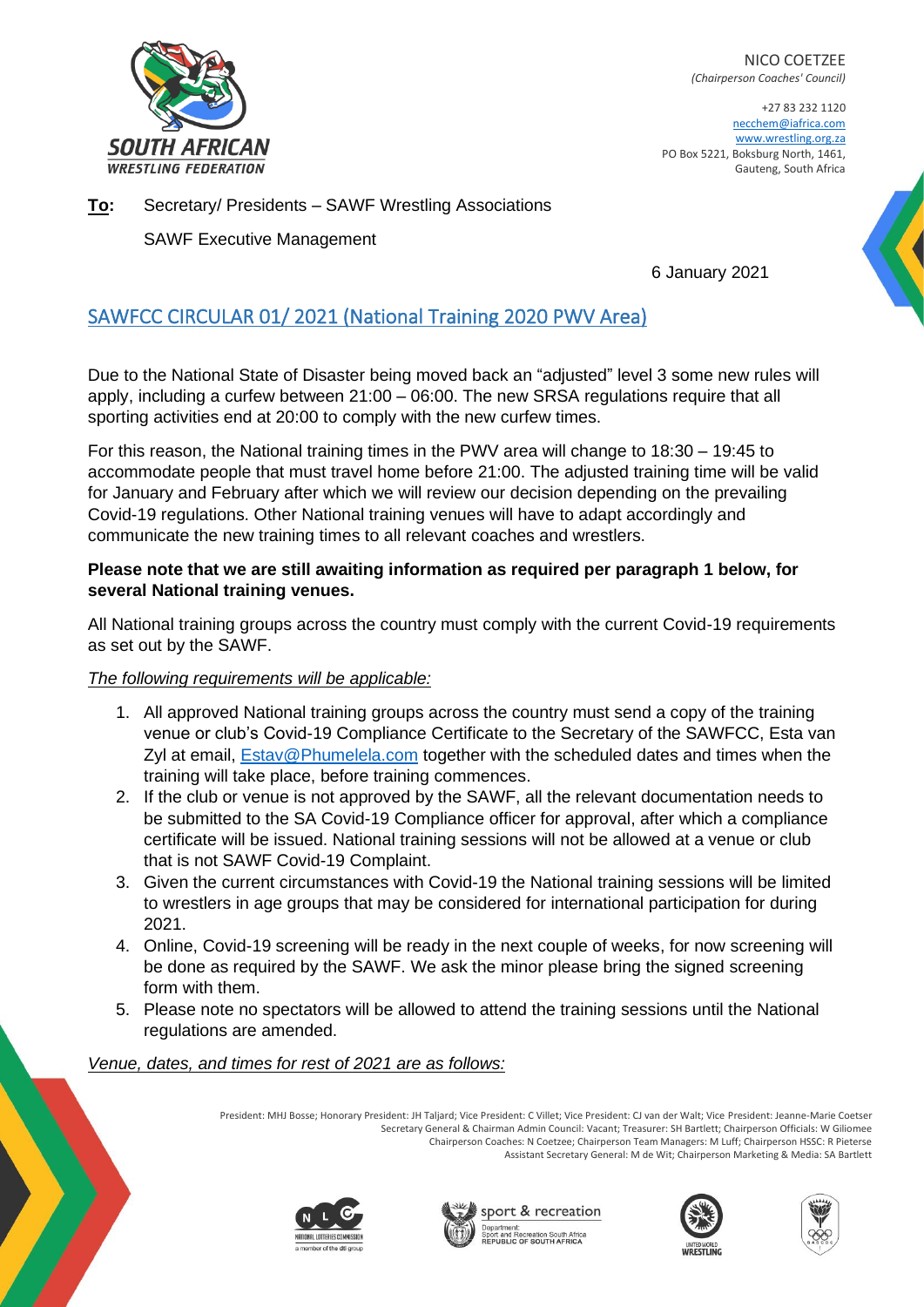NICO COETZEE
*(Chairperson Coaches' Council)*

+27 83 232 1120
necchem@iafrica.com
www.wrestling.org.za
PO Box 5221, Boksburg North, 1461,
Gauteng, South Africa

**To:** Secretary/ Presidents – SAWF Wrestling Associations

SAWF Executive Management

6 January 2021

## SAWFCC CIRCULAR 01/ 2021 (National Training 2020 PWV Area)

Due to the National State of Disaster being moved back an "adjusted" level 3 some new rules will apply, including a curfew between 21:00 – 06:00. The new SRSA regulations require that all sporting activities end at 20:00 to comply with the new curfew times.

For this reason, the National training times in the PWV area will change to 18:30 – 19:45 to accommodate people that must travel home before 21:00. The adjusted training time will be valid for January and February after which we will review our decision depending on the prevailing Covid-19 regulations. Other National training venues will have to adapt accordingly and communicate the new training times to all relevant coaches and wrestlers.

**Please note that we are still awaiting information as required per paragraph 1 below, for several National training venues.**

All National training groups across the country must comply with the current Covid-19 requirements as set out by the SAWF.

*The following requirements will be applicable:*

1. All approved National training groups across the country must send a copy of the training venue or club's Covid-19 Compliance Certificate to the Secretary of the SAWFCC, Esta van Zyl at email, Estav@Phumelela.com together with the scheduled dates and times when the training will take place, before training commences.
2. If the club or venue is not approved by the SAWF, all the relevant documentation needs to be submitted to the SA Covid-19 Compliance officer for approval, after which a compliance certificate will be issued. National training sessions will not be allowed at a venue or club that is not SAWF Covid-19 Complaint.
3. Given the current circumstances with Covid-19 the National training sessions will be limited to wrestlers in age groups that may be considered for international participation for during 2021.
4. Online, Covid-19 screening will be ready in the next couple of weeks, for now screening will be done as required by the SAWF. We ask the minor please bring the signed screening form with them.
5. Please note no spectators will be allowed to attend the training sessions until the National regulations are amended.

*Venue, dates, and times for rest of 2021 are as follows:*

President: MHJ Bosse; Honorary President: JH Taljard; Vice President: C Villet; Vice President: CJ van der Walt; Vice President: Jeanne-Marie Coetser
Secretary General & Chairman Admin Council: Vacant; Treasurer: SH Bartlett; Chairperson Officials: W Giliomee
Chairperson Coaches: N Coetzee; Chairperson Team Managers: M Luff; Chairperson HSSC: R Pieterse
Assistant Secretary General: M de Wit; Chairperson Marketing & Media: SA Bartlett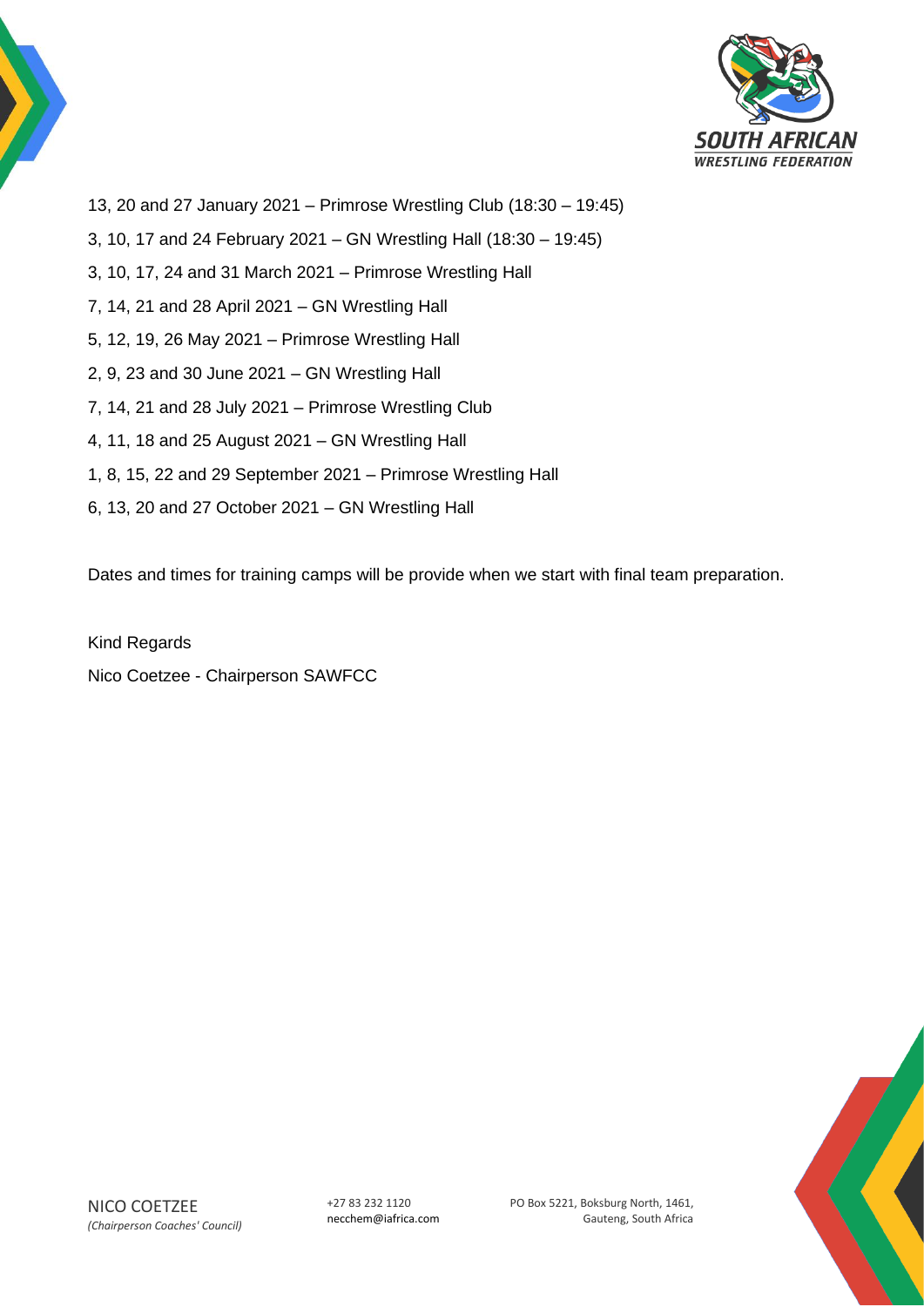13, 20 and 27 January 2021 – Primrose Wrestling Club (18:30 – 19:45)

3, 10, 17 and 24 February 2021 – GN Wrestling Hall (18:30 – 19:45)

3, 10, 17, 24 and 31 March 2021 – Primrose Wrestling Hall

7, 14, 21 and 28 April 2021 – GN Wrestling Hall

5, 12, 19, 26 May 2021 – Primrose Wrestling Hall

2, 9, 23 and 30 June 2021 – GN Wrestling Hall

7, 14, 21 and 28 July 2021 – Primrose Wrestling Club

4, 11, 18 and 25 August 2021 – GN Wrestling Hall

1, 8, 15, 22 and 29 September 2021 – Primrose Wrestling Hall

6, 13, 20 and 27 October 2021 – GN Wrestling Hall

Dates and times for training camps will be provide when we start with final team preparation.

Kind Regards

Nico Coetzee - Chairperson SAWFCC

NICO COETZEE
*(Chairperson Coaches' Council)*

+27 83 232 1120
necchem@iafrica.com

PO Box 5221, Boksburg North, 1461,
Gauteng, South Africa